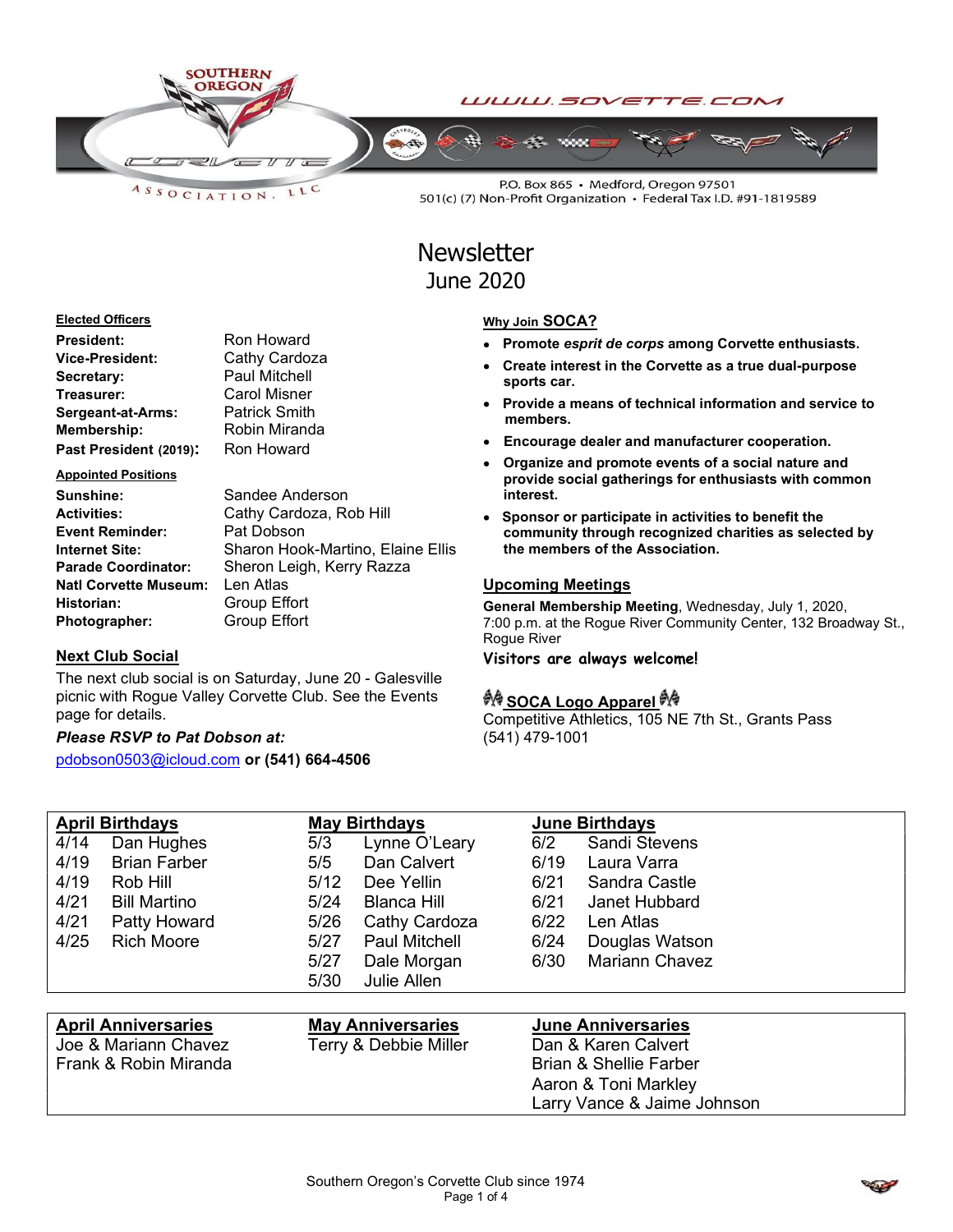SOUTHERN OREGON CORVETTE ASSOCIATION, LLC

WWW.SOVETTE.COM

P.O. Box 865 • Medford, Oregon 97501
501(c) (7) Non-Profit Organization • Federal Tax I.D. #91-1819589

# Newsletter
## June 2020

**Elected Officers**

| | |
|---|---|
| **President:** | Ron Howard |
| **Vice-President:** | Cathy Cardoza |
| **Secretary:** | Paul Mitchell |
| **Treasurer:** | Carol Misner |
| **Sergeant-at-Arms:** | Patrick Smith |
| **Membership:** | Robin Miranda |
| **Past President (2019):** | Ron Howard |

**Appointed Positions**

| | |
|---|---|
| **Sunshine:** | Sandee Anderson |
| **Activities:** | Cathy Cardoza, Rob Hill |
| **Event Reminder:** | Pat Dobson |
| **Internet Site:** | Sharon Hook-Martino, Elaine Ellis |
| **Parade Coordinator:** | Sheron Leigh, Kerry Razza |
| **Natl Corvette Museum:** | Len Atlas |
| **Historian:** | Group Effort |
| **Photographer:** | Group Effort |

### Next Club Social

The next club social is on Saturday, June 20 - Galesville picnic with Rogue Valley Corvette Club. See the Events page for details.

***Please RSVP to Pat Dobson at:***

pdobson0503@icloud.com **or (541) 664-4506**

### Why Join SOCA?

- **Promote *esprit de corps* among Corvette enthusiasts.**
- **Create interest in the Corvette as a true dual-purpose sports car.**
- **Provide a means of technical information and service to members.**
- **Encourage dealer and manufacturer cooperation.**
- **Organize and promote events of a social nature and provide social gatherings for enthusiasts with common interest.**
- **Sponsor or participate in activities to benefit the community through recognized charities as selected by the members of the Association.**

### Upcoming Meetings

**General Membership Meeting**, Wednesday, July 1, 2020, 7:00 p.m. at the Rogue River Community Center, 132 Broadway St., Rogue River

**Visitors are always welcome!**

### SOCA Logo Apparel

Competitive Athletics, 105 NE 7th St., Grants Pass
(541) 479-1001

| April Birthdays | | May Birthdays | | June Birthdays | |
|---|---|---|---|---|---|
| 4/14 | Dan Hughes | 5/3 | Lynne O'Leary | 6/2 | Sandi Stevens |
| 4/19 | Brian Farber | 5/5 | Dan Calvert | 6/19 | Laura Varra |
| 4/19 | Rob Hill | 5/12 | Dee Yellin | 6/21 | Sandra Castle |
| 4/21 | Bill Martino | 5/24 | Blanca Hill | 6/21 | Janet Hubbard |
| 4/21 | Patty Howard | 5/26 | Cathy Cardoza | 6/22 | Len Atlas |
| 4/25 | Rich Moore | 5/27 | Paul Mitchell | 6/24 | Douglas Watson |
| | | 5/27 | Dale Morgan | 6/30 | Mariann Chavez |
| | | 5/30 | Julie Allen | | |

| April Anniversaries | May Anniversaries | June Anniversaries |
|---|---|---|
| Joe & Mariann Chavez | Terry & Debbie Miller | Dan & Karen Calvert |
| Frank & Robin Miranda | | Brian & Shellie Farber |
| | | Aaron & Toni Markley |
| | | Larry Vance & Jaime Johnson |

Southern Oregon's Corvette Club since 1974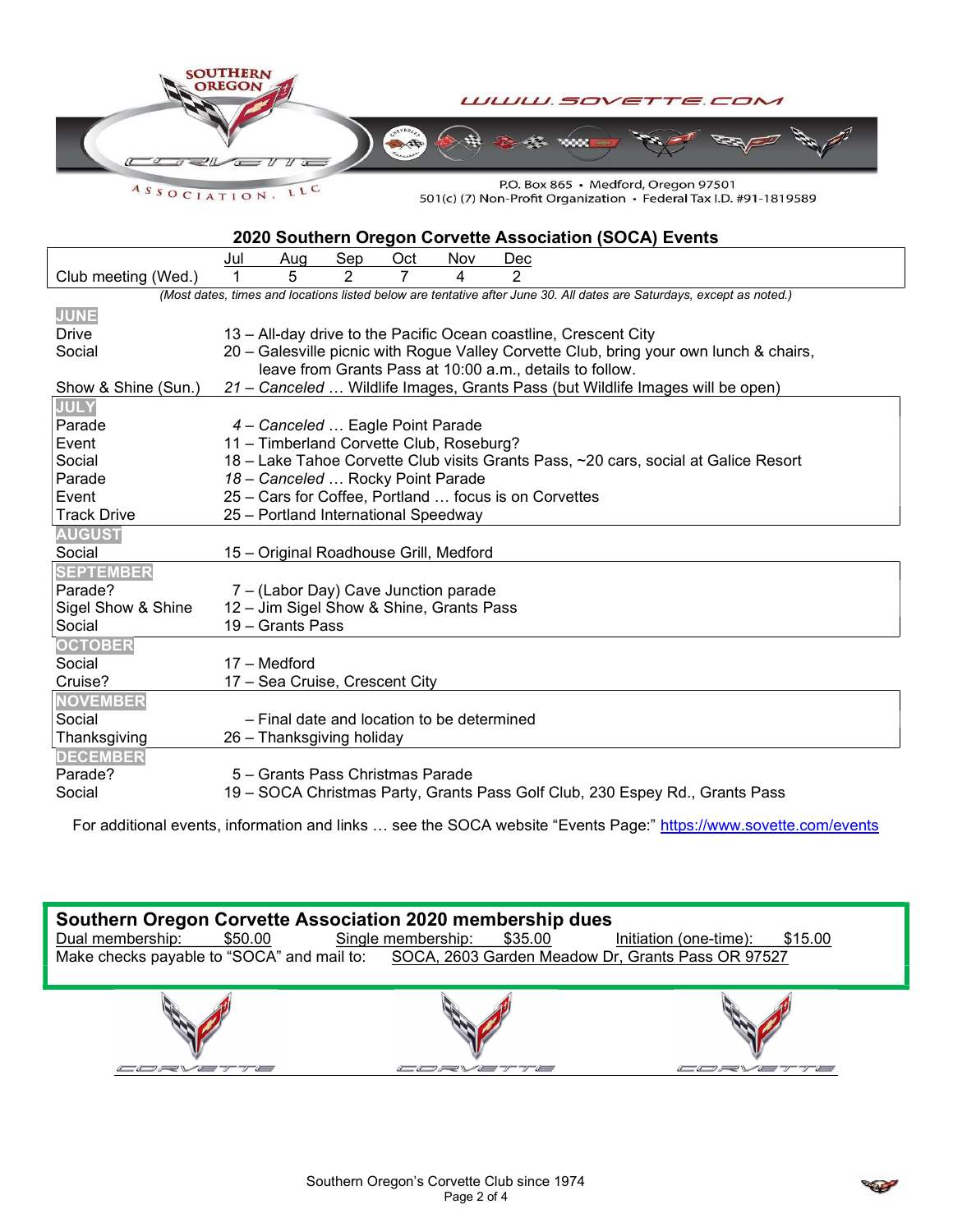SOUTHERN OREGON CORVETTE ASSOCIATION, LLC

WWW.SOVETTE.COM

P.O. Box 865 • Medford, Oregon 97501
501(c) (7) Non-Profit Organization • Federal Tax I.D. #91-1819589

## 2020 Southern Oregon Corvette Association (SOCA) Events

| | Jul | Aug | Sep | Oct | Nov | Dec |
|---|---|---|---|---|---|---|
| Club meeting (Wed.) | 1 | 5 | 2 | 7 | 4 | 2 |

*(Most dates, times and locations listed below are tentative after June 30. All dates are Saturdays, except as noted.)*

| | |
|---|---|
| **JUNE** | |
| Drive | 13 – All-day drive to the Pacific Ocean coastline, Crescent City |
| Social | 20 – Galesville picnic with Rogue Valley Corvette Club, bring your own lunch & chairs, leave from Grants Pass at 10:00 a.m., details to follow. |
| Show & Shine (Sun.) | *21 – Canceled* … Wildlife Images, Grants Pass (but Wildlife Images will be open) |
| **JULY** | |
| Parade | *4 – Canceled* … Eagle Point Parade |
| Event | 11 – Timberland Corvette Club, Roseburg? |
| Social | 18 – Lake Tahoe Corvette Club visits Grants Pass, ~20 cars, social at Galice Resort |
| Parade | *18 – Canceled* … Rocky Point Parade |
| Event | 25 – Cars for Coffee, Portland … focus is on Corvettes |
| Track Drive | 25 – Portland International Speedway |
| **AUGUST** | |
| Social | 15 – Original Roadhouse Grill, Medford |
| **SEPTEMBER** | |
| Parade? | 7 – (Labor Day) Cave Junction parade |
| Sigel Show & Shine | 12 – Jim Sigel Show & Shine, Grants Pass |
| Social | 19 – Grants Pass |
| **OCTOBER** | |
| Social | 17 – Medford |
| Cruise? | 17 – Sea Cruise, Crescent City |
| **NOVEMBER** | |
| Social | – Final date and location to be determined |
| Thanksgiving | 26 – Thanksgiving holiday |
| **DECEMBER** | |
| Parade? | 5 – Grants Pass Christmas Parade |
| Social | 19 – SOCA Christmas Party, Grants Pass Golf Club, 230 Espey Rd., Grants Pass |

For additional events, information and links … see the SOCA website "Events Page:" https://www.sovette.com/events

## Southern Oregon Corvette Association 2020 membership dues

Dual membership: $50.00 Single membership: $35.00 Initiation (one-time): $15.00

Make checks payable to "SOCA" and mail to: SOCA, 2603 Garden Meadow Dr, Grants Pass OR 97527

Southern Oregon's Corvette Club since 1974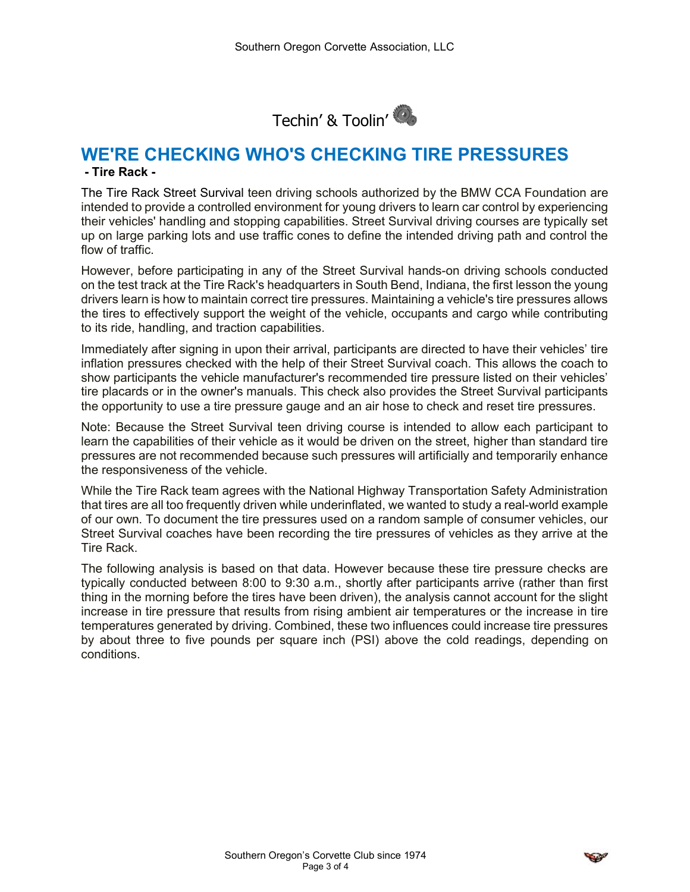Techin' & Toolin'

## WE'RE CHECKING WHO'S CHECKING TIRE PRESSURES

**- Tire Rack -**

The Tire Rack Street Survival teen driving schools authorized by the BMW CCA Foundation are intended to provide a controlled environment for young drivers to learn car control by experiencing their vehicles' handling and stopping capabilities. Street Survival driving courses are typically set up on large parking lots and use traffic cones to define the intended driving path and control the flow of traffic.

However, before participating in any of the Street Survival hands-on driving schools conducted on the test track at the Tire Rack's headquarters in South Bend, Indiana, the first lesson the young drivers learn is how to maintain correct tire pressures. Maintaining a vehicle's tire pressures allows the tires to effectively support the weight of the vehicle, occupants and cargo while contributing to its ride, handling, and traction capabilities.

Immediately after signing in upon their arrival, participants are directed to have their vehicles' tire inflation pressures checked with the help of their Street Survival coach. This allows the coach to show participants the vehicle manufacturer's recommended tire pressure listed on their vehicles' tire placards or in the owner's manuals. This check also provides the Street Survival participants the opportunity to use a tire pressure gauge and an air hose to check and reset tire pressures.

Note: Because the Street Survival teen driving course is intended to allow each participant to learn the capabilities of their vehicle as it would be driven on the street, higher than standard tire pressures are not recommended because such pressures will artificially and temporarily enhance the responsiveness of the vehicle.

While the Tire Rack team agrees with the National Highway Transportation Safety Administration that tires are all too frequently driven while underinflated, we wanted to study a real-world example of our own. To document the tire pressures used on a random sample of consumer vehicles, our Street Survival coaches have been recording the tire pressures of vehicles as they arrive at the Tire Rack.

The following analysis is based on that data. However because these tire pressure checks are typically conducted between 8:00 to 9:30 a.m., shortly after participants arrive (rather than first thing in the morning before the tires have been driven), the analysis cannot account for the slight increase in tire pressure that results from rising ambient air temperatures or the increase in tire temperatures generated by driving. Combined, these two influences could increase tire pressures by about three to five pounds per square inch (PSI) above the cold readings, depending on conditions.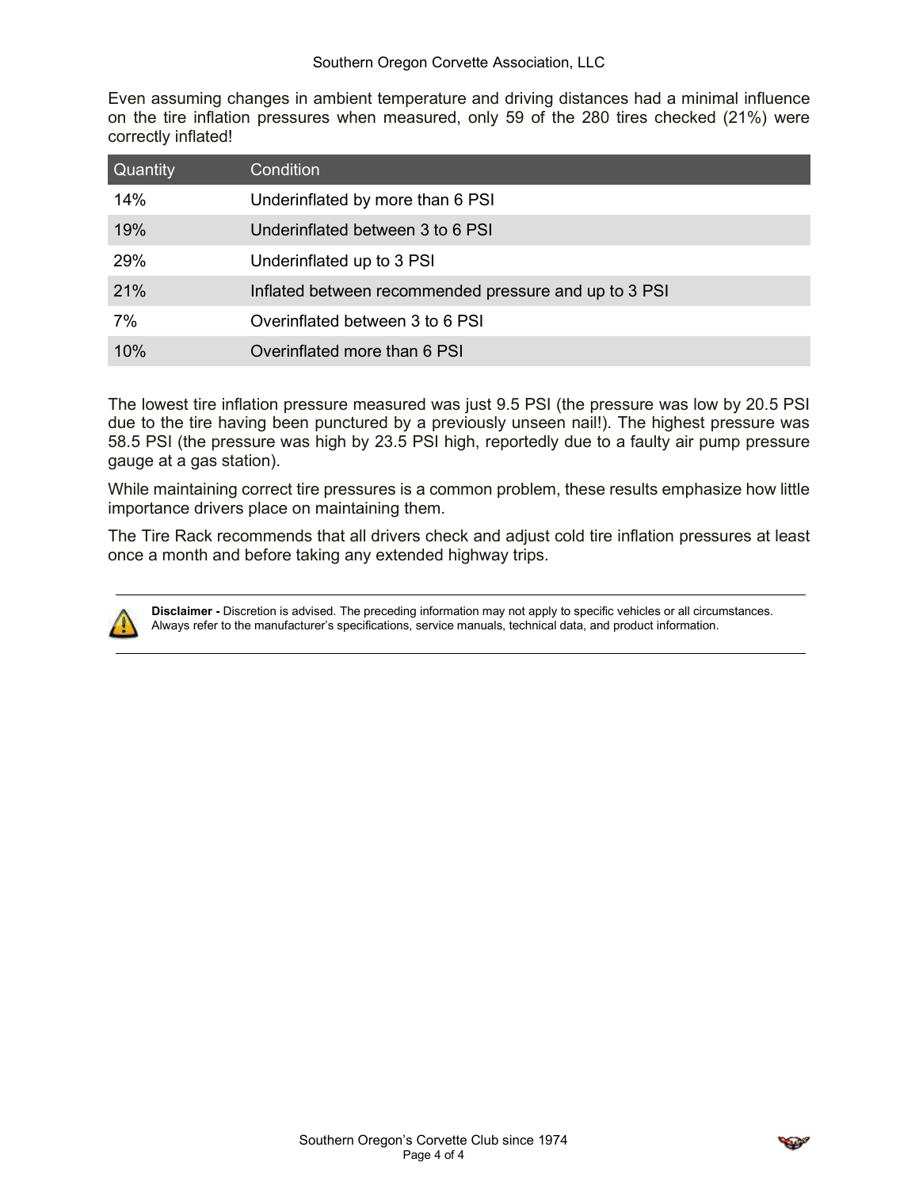Even assuming changes in ambient temperature and driving distances had a minimal influence on the tire inflation pressures when measured, only 59 of the 280 tires checked (21%) were correctly inflated!

| Quantity | Condition |
|---|---|
| 14% | Underinflated by more than 6 PSI |
| 19% | Underinflated between 3 to 6 PSI |
| 29% | Underinflated up to 3 PSI |
| 21% | Inflated between recommended pressure and up to 3 PSI |
| 7% | Overinflated between 3 to 6 PSI |
| 10% | Overinflated more than 6 PSI |

The lowest tire inflation pressure measured was just 9.5 PSI (the pressure was low by 20.5 PSI due to the tire having been punctured by a previously unseen nail!). The highest pressure was 58.5 PSI (the pressure was high by 23.5 PSI high, reportedly due to a faulty air pump pressure gauge at a gas station).

While maintaining correct tire pressures is a common problem, these results emphasize how little importance drivers place on maintaining them.

The Tire Rack recommends that all drivers check and adjust cold tire inflation pressures at least once a month and before taking any extended highway trips.

**Disclaimer -** Discretion is advised. The preceding information may not apply to specific vehicles or all circumstances. Always refer to the manufacturer's specifications, service manuals, technical data, and product information.